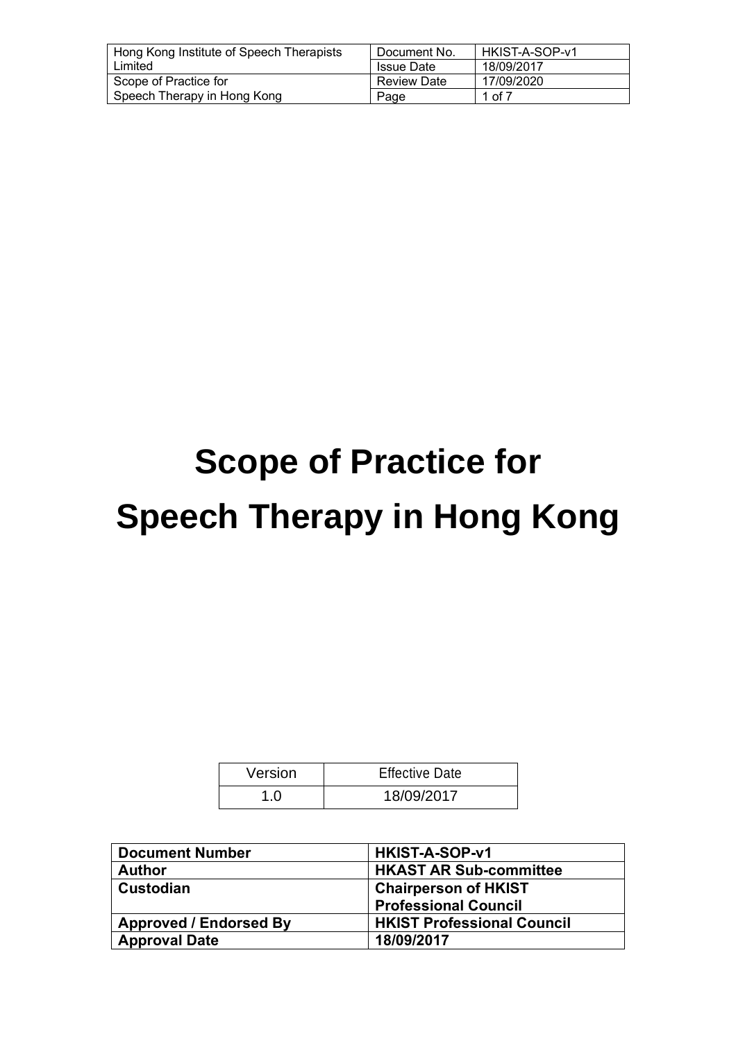# Scope of Practice for Speech Therapy in Hong Kong

| Version | Effective Date |
|---|---|
| 1.0 | 18/09/2017 |

| **Document Number** | **HKIST-A-SOP-v1** |
|---|---|
| **Author** | **HKAST AR Sub-committee** |
| **Custodian** | **Chairperson of HKIST Professional Council** |
| **Approved / Endorsed By** | **HKIST Professional Council** |
| **Approval Date** | **18/09/2017** |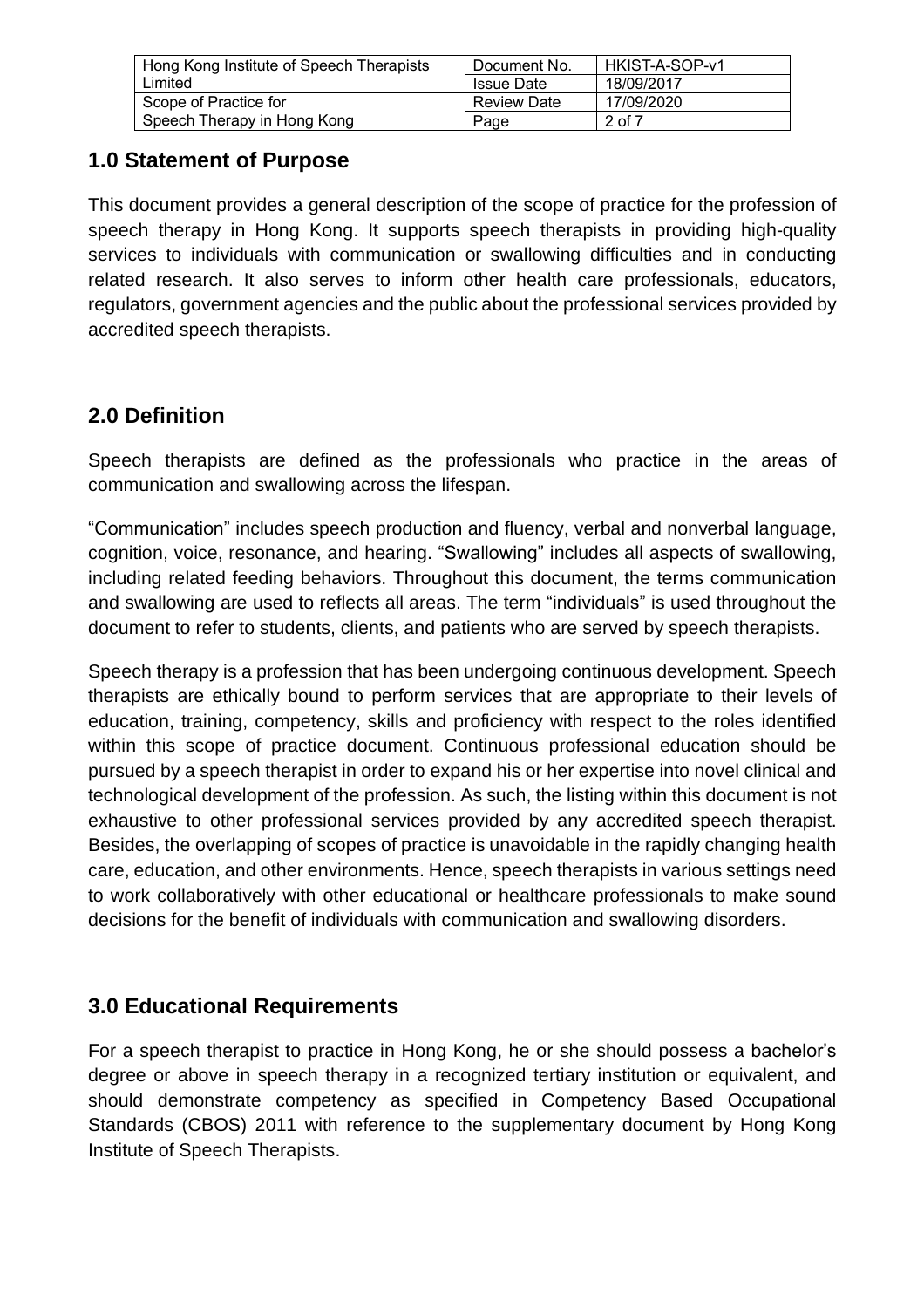## 1.0 Statement of Purpose

This document provides a general description of the scope of practice for the profession of speech therapy in Hong Kong. It supports speech therapists in providing high-quality services to individuals with communication or swallowing difficulties and in conducting related research. It also serves to inform other health care professionals, educators, regulators, government agencies and the public about the professional services provided by accredited speech therapists.

## 2.0 Definition

Speech therapists are defined as the professionals who practice in the areas of communication and swallowing across the lifespan.

"Communication" includes speech production and fluency, verbal and nonverbal language, cognition, voice, resonance, and hearing. "Swallowing" includes all aspects of swallowing, including related feeding behaviors. Throughout this document, the terms communication and swallowing are used to reflects all areas. The term "individuals" is used throughout the document to refer to students, clients, and patients who are served by speech therapists.

Speech therapy is a profession that has been undergoing continuous development. Speech therapists are ethically bound to perform services that are appropriate to their levels of education, training, competency, skills and proficiency with respect to the roles identified within this scope of practice document. Continuous professional education should be pursued by a speech therapist in order to expand his or her expertise into novel clinical and technological development of the profession. As such, the listing within this document is not exhaustive to other professional services provided by any accredited speech therapist. Besides, the overlapping of scopes of practice is unavoidable in the rapidly changing health care, education, and other environments. Hence, speech therapists in various settings need to work collaboratively with other educational or healthcare professionals to make sound decisions for the benefit of individuals with communication and swallowing disorders.

## 3.0 Educational Requirements

For a speech therapist to practice in Hong Kong, he or she should possess a bachelor's degree or above in speech therapy in a recognized tertiary institution or equivalent, and should demonstrate competency as specified in Competency Based Occupational Standards (CBOS) 2011 with reference to the supplementary document by Hong Kong Institute of Speech Therapists.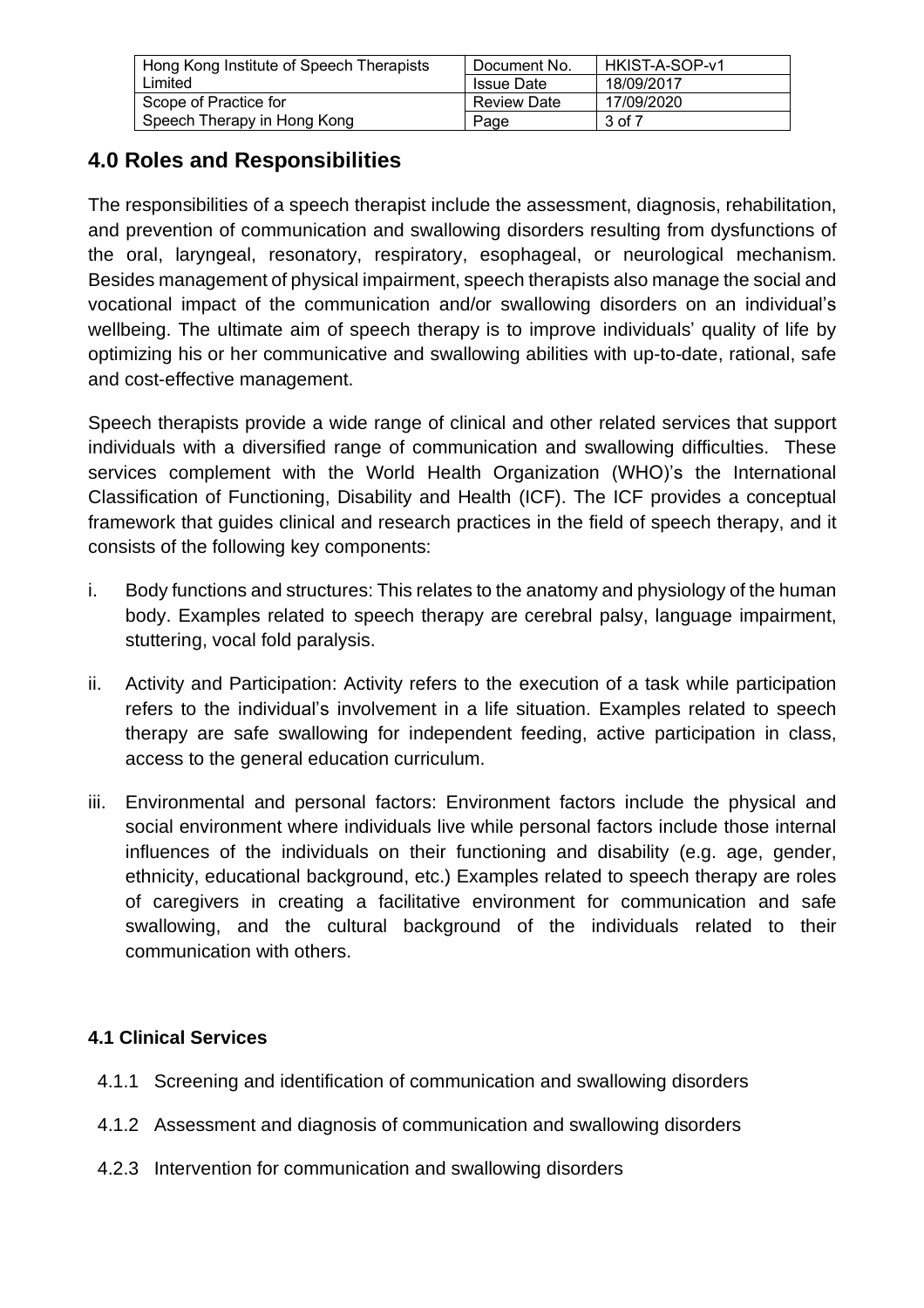## 4.0 Roles and Responsibilities

The responsibilities of a speech therapist include the assessment, diagnosis, rehabilitation, and prevention of communication and swallowing disorders resulting from dysfunctions of the oral, laryngeal, resonatory, respiratory, esophageal, or neurological mechanism. Besides management of physical impairment, speech therapists also manage the social and vocational impact of the communication and/or swallowing disorders on an individual's wellbeing. The ultimate aim of speech therapy is to improve individuals' quality of life by optimizing his or her communicative and swallowing abilities with up-to-date, rational, safe and cost-effective management.

Speech therapists provide a wide range of clinical and other related services that support individuals with a diversified range of communication and swallowing difficulties. These services complement with the World Health Organization (WHO)'s the International Classification of Functioning, Disability and Health (ICF). The ICF provides a conceptual framework that guides clinical and research practices in the field of speech therapy, and it consists of the following key components:

i. Body functions and structures: This relates to the anatomy and physiology of the human body. Examples related to speech therapy are cerebral palsy, language impairment, stuttering, vocal fold paralysis.

ii. Activity and Participation: Activity refers to the execution of a task while participation refers to the individual's involvement in a life situation. Examples related to speech therapy are safe swallowing for independent feeding, active participation in class, access to the general education curriculum.

iii. Environmental and personal factors: Environment factors include the physical and social environment where individuals live while personal factors include those internal influences of the individuals on their functioning and disability (e.g. age, gender, ethnicity, educational background, etc.) Examples related to speech therapy are roles of caregivers in creating a facilitative environment for communication and safe swallowing, and the cultural background of the individuals related to their communication with others.

### 4.1 Clinical Services

4.1.1 Screening and identification of communication and swallowing disorders

4.1.2 Assessment and diagnosis of communication and swallowing disorders

4.2.3 Intervention for communication and swallowing disorders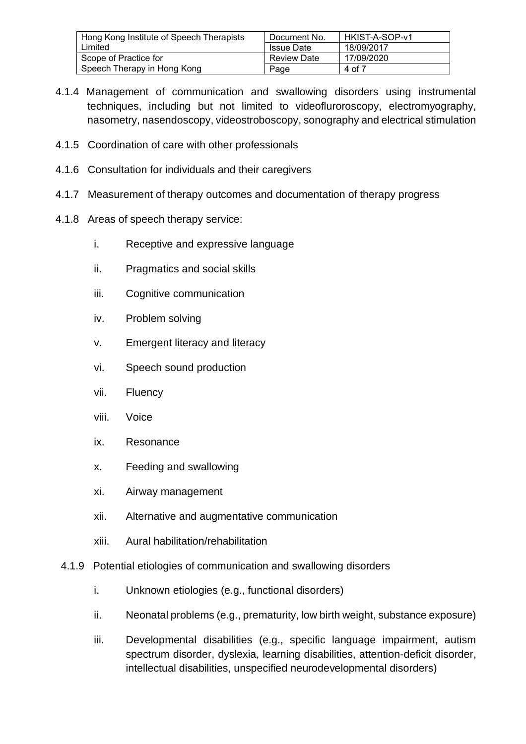4.1.4 Management of communication and swallowing disorders using instrumental techniques, including but not limited to videofluroroscopy, electromyography, nasometry, nasendoscopy, videostroboscopy, sonography and electrical stimulation

4.1.5 Coordination of care with other professionals

4.1.6 Consultation for individuals and their caregivers

4.1.7 Measurement of therapy outcomes and documentation of therapy progress

4.1.8 Areas of speech therapy service:

i. Receptive and expressive language

ii. Pragmatics and social skills

iii. Cognitive communication

iv. Problem solving

v. Emergent literacy and literacy

vi. Speech sound production

vii. Fluency

viii. Voice

ix. Resonance

x. Feeding and swallowing

xi. Airway management

xii. Alternative and augmentative communication

xiii. Aural habilitation/rehabilitation

4.1.9 Potential etiologies of communication and swallowing disorders

i. Unknown etiologies (e.g., functional disorders)

ii. Neonatal problems (e.g., prematurity, low birth weight, substance exposure)

iii. Developmental disabilities (e.g., specific language impairment, autism spectrum disorder, dyslexia, learning disabilities, attention-deficit disorder, intellectual disabilities, unspecified neurodevelopmental disorders)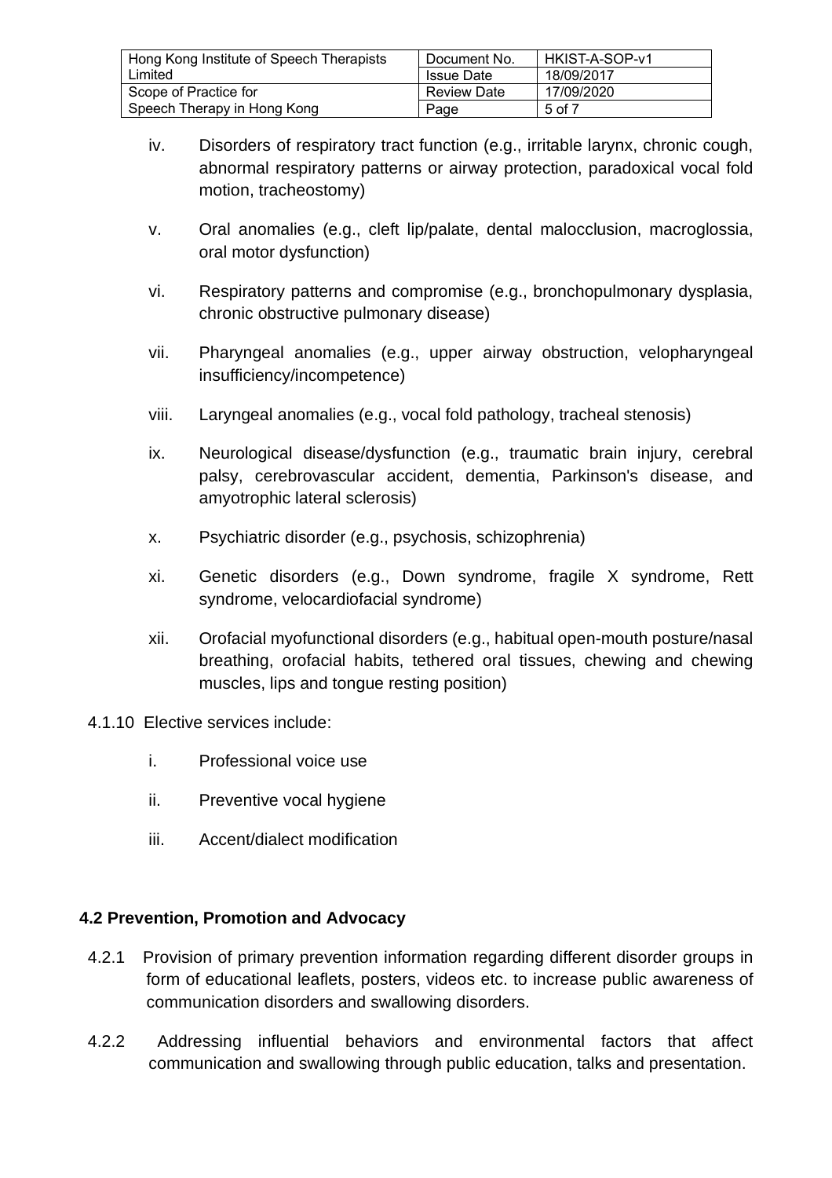iv. Disorders of respiratory tract function (e.g., irritable larynx, chronic cough, abnormal respiratory patterns or airway protection, paradoxical vocal fold motion, tracheostomy)

v. Oral anomalies (e.g., cleft lip/palate, dental malocclusion, macroglossia, oral motor dysfunction)

vi. Respiratory patterns and compromise (e.g., bronchopulmonary dysplasia, chronic obstructive pulmonary disease)

vii. Pharyngeal anomalies (e.g., upper airway obstruction, velopharyngeal insufficiency/incompetence)

viii. Laryngeal anomalies (e.g., vocal fold pathology, tracheal stenosis)

ix. Neurological disease/dysfunction (e.g., traumatic brain injury, cerebral palsy, cerebrovascular accident, dementia, Parkinson's disease, and amyotrophic lateral sclerosis)

x. Psychiatric disorder (e.g., psychosis, schizophrenia)

xi. Genetic disorders (e.g., Down syndrome, fragile X syndrome, Rett syndrome, velocardiofacial syndrome)

xii. Orofacial myofunctional disorders (e.g., habitual open-mouth posture/nasal breathing, orofacial habits, tethered oral tissues, chewing and chewing muscles, lips and tongue resting position)

4.1.10 Elective services include:

i. Professional voice use

ii. Preventive vocal hygiene

iii. Accent/dialect modification

## 4.2 Prevention, Promotion and Advocacy

4.2.1 Provision of primary prevention information regarding different disorder groups in form of educational leaflets, posters, videos etc. to increase public awareness of communication disorders and swallowing disorders.

4.2.2 Addressing influential behaviors and environmental factors that affect communication and swallowing through public education, talks and presentation.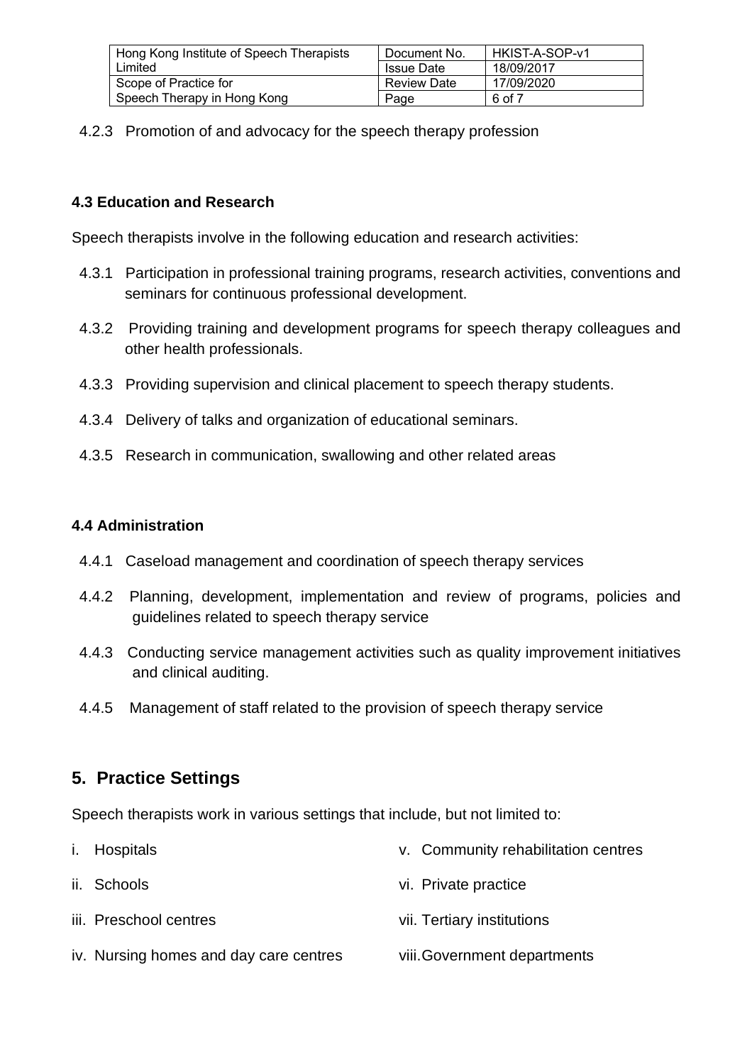4.2.3 Promotion of and advocacy for the speech therapy profession

### 4.3 Education and Research

Speech therapists involve in the following education and research activities:

4.3.1 Participation in professional training programs, research activities, conventions and seminars for continuous professional development.

4.3.2 Providing training and development programs for speech therapy colleagues and other health professionals.

4.3.3 Providing supervision and clinical placement to speech therapy students.

4.3.4 Delivery of talks and organization of educational seminars.

4.3.5 Research in communication, swallowing and other related areas

### 4.4 Administration

4.4.1 Caseload management and coordination of speech therapy services

4.4.2 Planning, development, implementation and review of programs, policies and guidelines related to speech therapy service

4.4.3 Conducting service management activities such as quality improvement initiatives and clinical auditing.

4.4.5 Management of staff related to the provision of speech therapy service

## 5. Practice Settings

Speech therapists work in various settings that include, but not limited to:

i. Hospitals

ii. Schools

iii. Preschool centres

iv. Nursing homes and day care centres

v. Community rehabilitation centres

vi. Private practice

vii. Tertiary institutions

viii. Government departments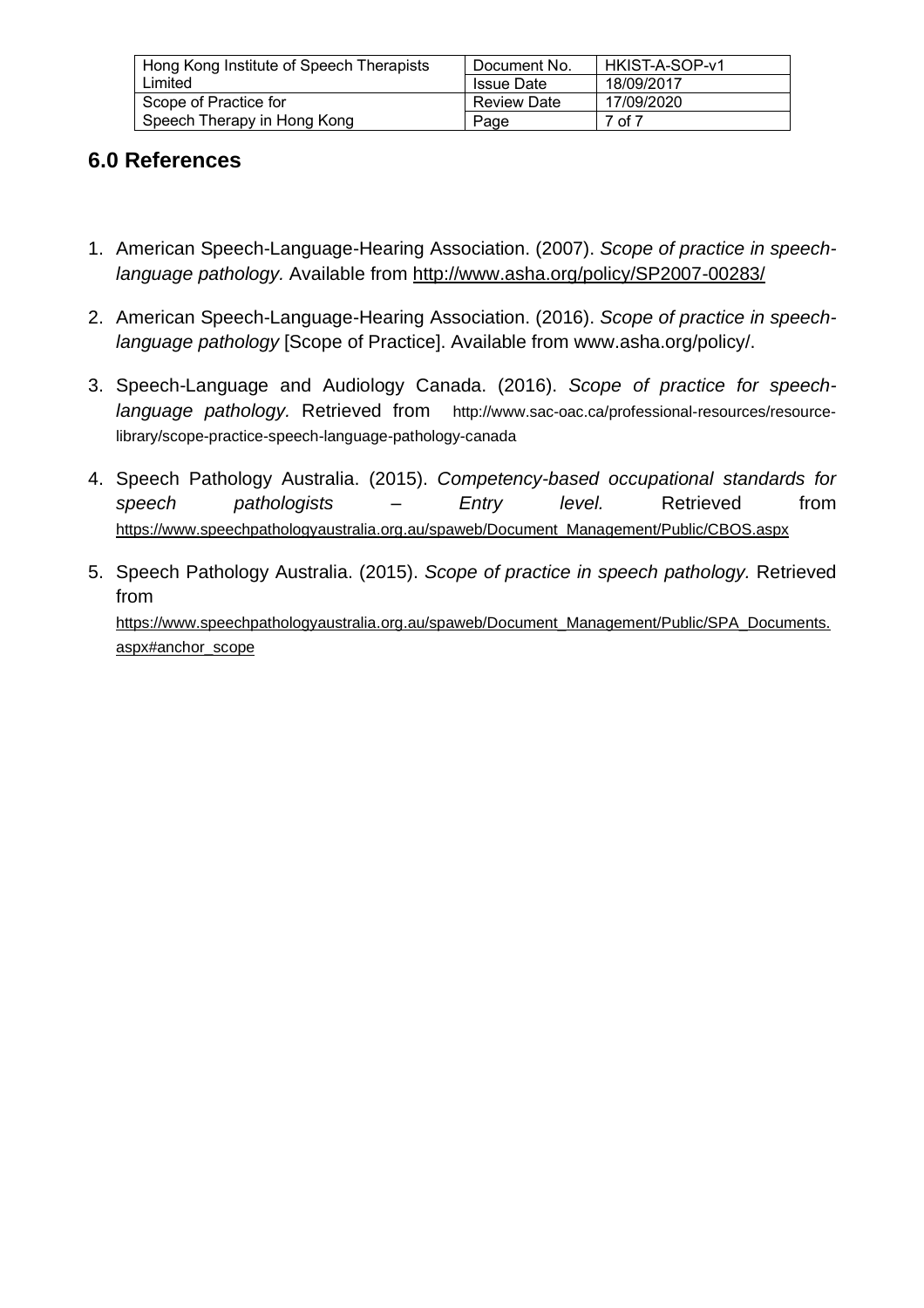## 6.0 References

1. American Speech-Language-Hearing Association. (2007). *Scope of practice in speech-language pathology.* Available from http://www.asha.org/policy/SP2007-00283/

2. American Speech-Language-Hearing Association. (2016). *Scope of practice in speech-language pathology* [Scope of Practice]. Available from www.asha.org/policy/.

3. Speech-Language and Audiology Canada. (2016). *Scope of practice for speech-language pathology.* Retrieved from http://www.sac-oac.ca/professional-resources/resource-library/scope-practice-speech-language-pathology-canada

4. Speech Pathology Australia. (2015). *Competency-based occupational standards for speech pathologists – Entry level.* Retrieved from https://www.speechpathologyaustralia.org.au/spaweb/Document_Management/Public/CBOS.aspx

5. Speech Pathology Australia. (2015). *Scope of practice in speech pathology.* Retrieved from https://www.speechpathologyaustralia.org.au/spaweb/Document_Management/Public/SPA_Documents.aspx#anchor_scope